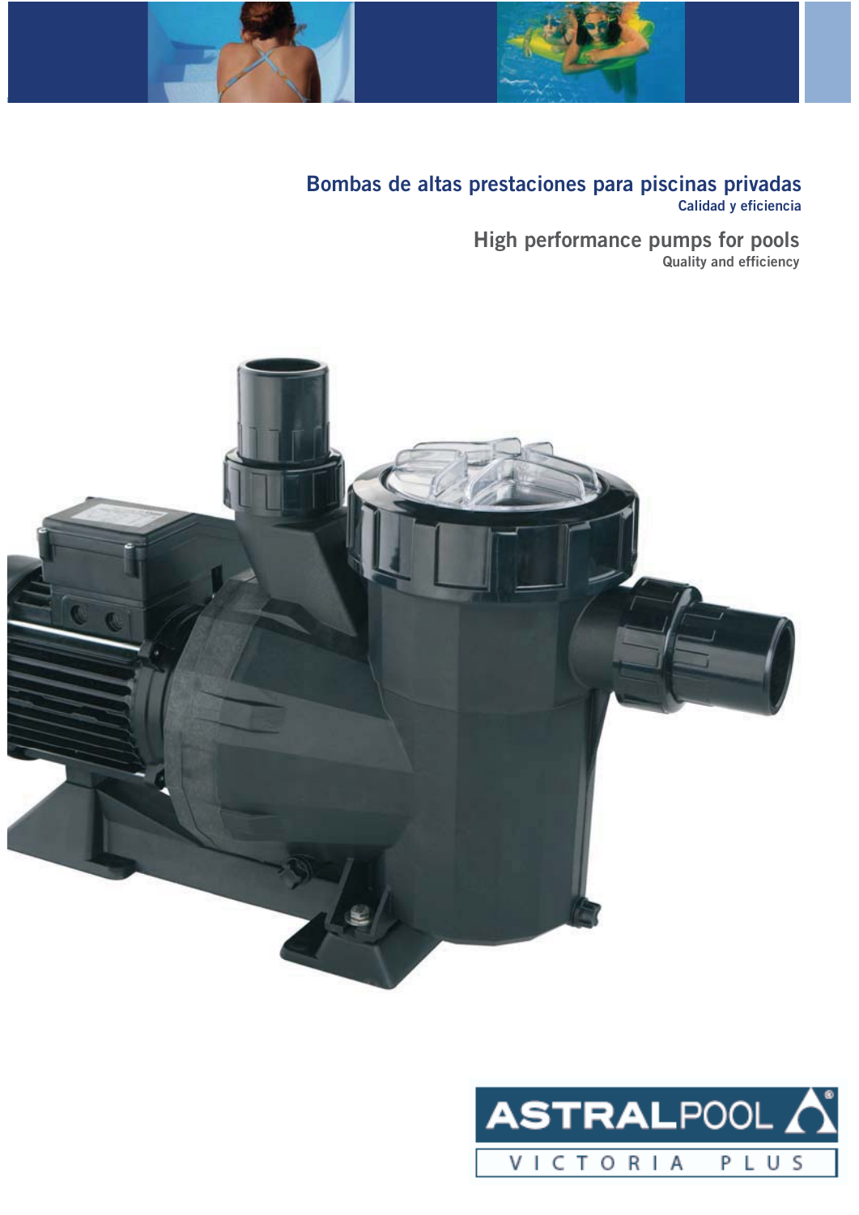# Bombas de altas prestaciones para piscinas privadas

Calidad y eficiencia

# High performance pumps for pools

Quality and efficiency

ASTRALPOOL

VICTORIA PLUS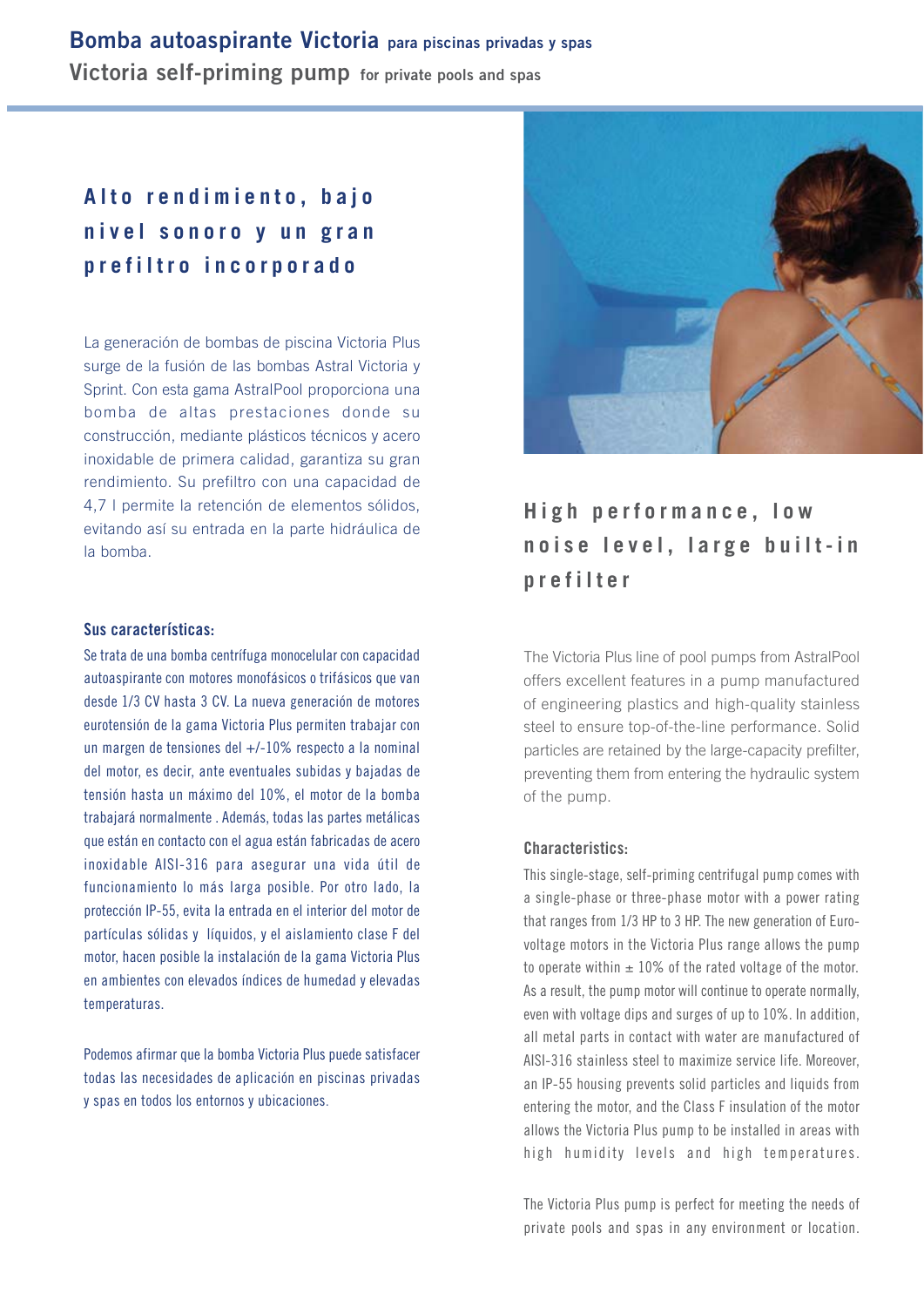# Bomba autoaspirante Victoria para piscinas privadas y spas
# Victoria self-priming pump for private pools and spas

## Alto rendimiento, bajo nivel sonoro y un gran prefiltro incorporado

La generación de bombas de piscina Victoria Plus surge de la fusión de las bombas Astral Victoria y Sprint. Con esta gama AstralPool proporciona una bomba de altas prestaciones donde su construcción, mediante plásticos técnicos y acero inoxidable de primera calidad, garantiza su gran rendimiento. Su prefiltro con una capacidad de 4,7 l permite la retención de elementos sólidos, evitando así su entrada en la parte hidráulica de la bomba.

### Sus características:

Se trata de una bomba centrífuga monocelular con capacidad autoaspirante con motores monofásicos o trifásicos que van desde 1/3 CV hasta 3 CV. La nueva generación de motores eurotensión de la gama Victoria Plus permiten trabajar con un margen de tensiones del +/-10% respecto a la nominal del motor, es decir, ante eventuales subidas y bajadas de tensión hasta un máximo del 10%, el motor de la bomba trabajará normalmente . Además, todas las partes metálicas que están en contacto con el agua están fabricadas de acero inoxidable AISI-316 para asegurar una vida útil de funcionamiento lo más larga posible. Por otro lado, la protección IP-55, evita la entrada en el interior del motor de partículas sólidas y líquidos, y el aislamiento clase F del motor, hacen posible la instalación de la gama Victoria Plus en ambientes con elevados índices de humedad y elevadas temperaturas.

Podemos afirmar que la bomba Victoria Plus puede satisfacer todas las necesidades de aplicación en piscinas privadas y spas en todos los entornos y ubicaciones.

## High performance, low noise level, large built-in prefilter

The Victoria Plus line of pool pumps from AstralPool offers excellent features in a pump manufactured of engineering plastics and high-quality stainless steel to ensure top-of-the-line performance. Solid particles are retained by the large-capacity prefilter, preventing them from entering the hydraulic system of the pump.

### Characteristics:

This single-stage, self-priming centrifugal pump comes with a single-phase or three-phase motor with a power rating that ranges from 1/3 HP to 3 HP. The new generation of Euro-voltage motors in the Victoria Plus range allows the pump to operate within ± 10% of the rated voltage of the motor. As a result, the pump motor will continue to operate normally, even with voltage dips and surges of up to 10%. In addition, all metal parts in contact with water are manufactured of AISI-316 stainless steel to maximize service life. Moreover, an IP-55 housing prevents solid particles and liquids from entering the motor, and the Class F insulation of the motor allows the Victoria Plus pump to be installed in areas with high humidity levels and high temperatures.

The Victoria Plus pump is perfect for meeting the needs of private pools and spas in any environment or location.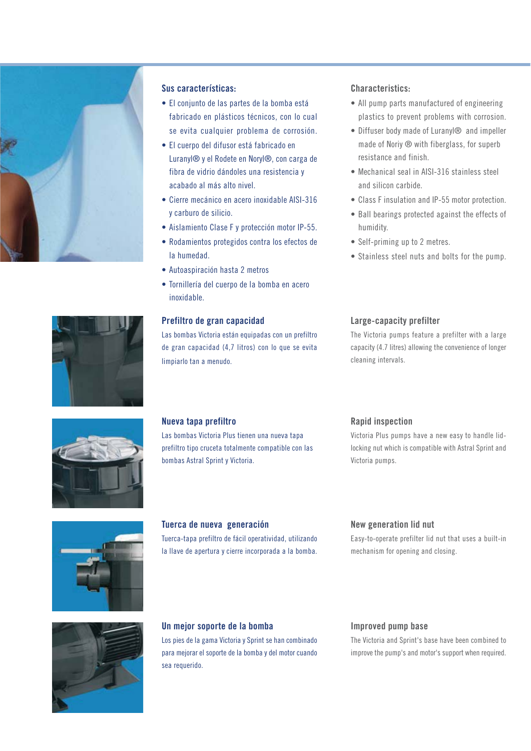## Sus características:

- El conjunto de las partes de la bomba está fabricado en plásticos técnicos, con lo cual se evita cualquier problema de corrosión.
- El cuerpo del difusor está fabricado en Luranyl® y el Rodete en Noryl®, con carga de fibra de vidrio dándoles una resistencia y acabado al más alto nivel.
- Cierre mecánico en acero inoxidable AISI-316 y carburo de silicio.
- Aislamiento Clase F y protección motor IP-55.
- Rodamientos protegidos contra los efectos de la humedad.
- Autoaspiración hasta 2 metros
- Tornillería del cuerpo de la bomba en acero inoxidable.

## Characteristics:

- All pump parts manufactured of engineering plastics to prevent problems with corrosion.
- Diffuser body made of Luranyl® and impeller made of Noriy ® with fiberglass, for superb resistance and finish.
- Mechanical seal in AISI-316 stainless steel and silicon carbide.
- Class F insulation and IP-55 motor protection.
- Ball bearings protected against the effects of humidity.
- Self-priming up to 2 metres.
- Stainless steel nuts and bolts for the pump.

### Prefiltro de gran capacidad

Las bombas Victoria están equipadas con un prefiltro de gran capacidad (4,7 litros) con lo que se evita limpiarlo tan a menudo.

### Large-capacity prefilter

The Victoria pumps feature a prefilter with a large capacity (4.7 litres) allowing the convenience of longer cleaning intervals.

### Nueva tapa prefiltro

Las bombas Victoria Plus tienen una nueva tapa prefiltro tipo cruceta totalmente compatible con las bombas Astral Sprint y Victoria.

### Rapid inspection

Victoria Plus pumps have a new easy to handle lid-locking nut which is compatible with Astral Sprint and Victoria pumps.

### Tuerca de nueva generación

Tuerca-tapa prefiltro de fácil operatividad, utilizando la llave de apertura y cierre incorporada a la bomba.

### New generation lid nut

Easy-to-operate prefilter lid nut that uses a built-in mechanism for opening and closing.

### Un mejor soporte de la bomba

Los pies de la gama Victoria y Sprint se han combinado para mejorar el soporte de la bomba y del motor cuando sea requerido.

### Improved pump base

The Victoria and Sprint's base have been combined to improve the pump's and motor's support when required.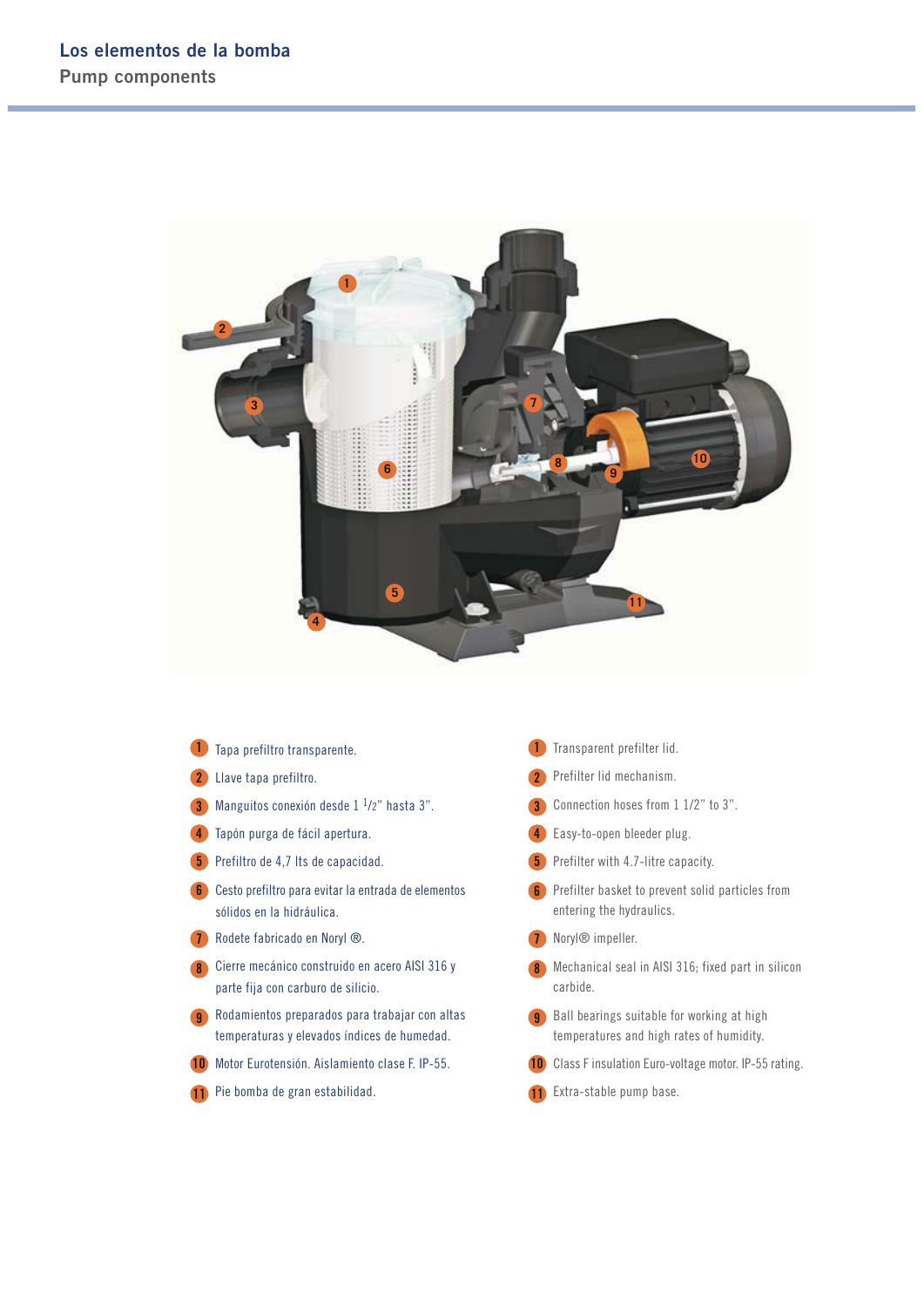## Los elementos de la bomba

## Pump components

1. Tapa prefiltro transparente.
2. Llave tapa prefiltro.
3. Manguitos conexión desde 1 $^1/_2$" hasta 3".
4. Tapón purga de fácil apertura.
5. Prefiltro de 4,7 lts de capacidad.
6. Cesto prefiltro para evitar la entrada de elementos sólidos en la hidráulica.
7. Rodete fabricado en Noryl ®.
8. Cierre mecánico construido en acero AISI 316 y parte fija con carburo de silicio.
9. Rodamientos preparados para trabajar con altas temperaturas y elevados índices de humedad.
10. Motor Eurotensión. Aislamiento clase F. IP-55.
11. Pie bomba de gran estabilidad.

1. Transparent prefilter lid.
2. Prefilter lid mechanism.
3. Connection hoses from 1 1/2" to 3".
4. Easy-to-open bleeder plug.
5. Prefilter with 4.7-litre capacity.
6. Prefilter basket to prevent solid particles from entering the hydraulics.
7. Noryl® impeller.
8. Mechanical seal in AISI 316; fixed part in silicon carbide.
9. Ball bearings suitable for working at high temperatures and high rates of humidity.
10. Class F insulation Euro-voltage motor. IP-55 rating.
11. Extra-stable pump base.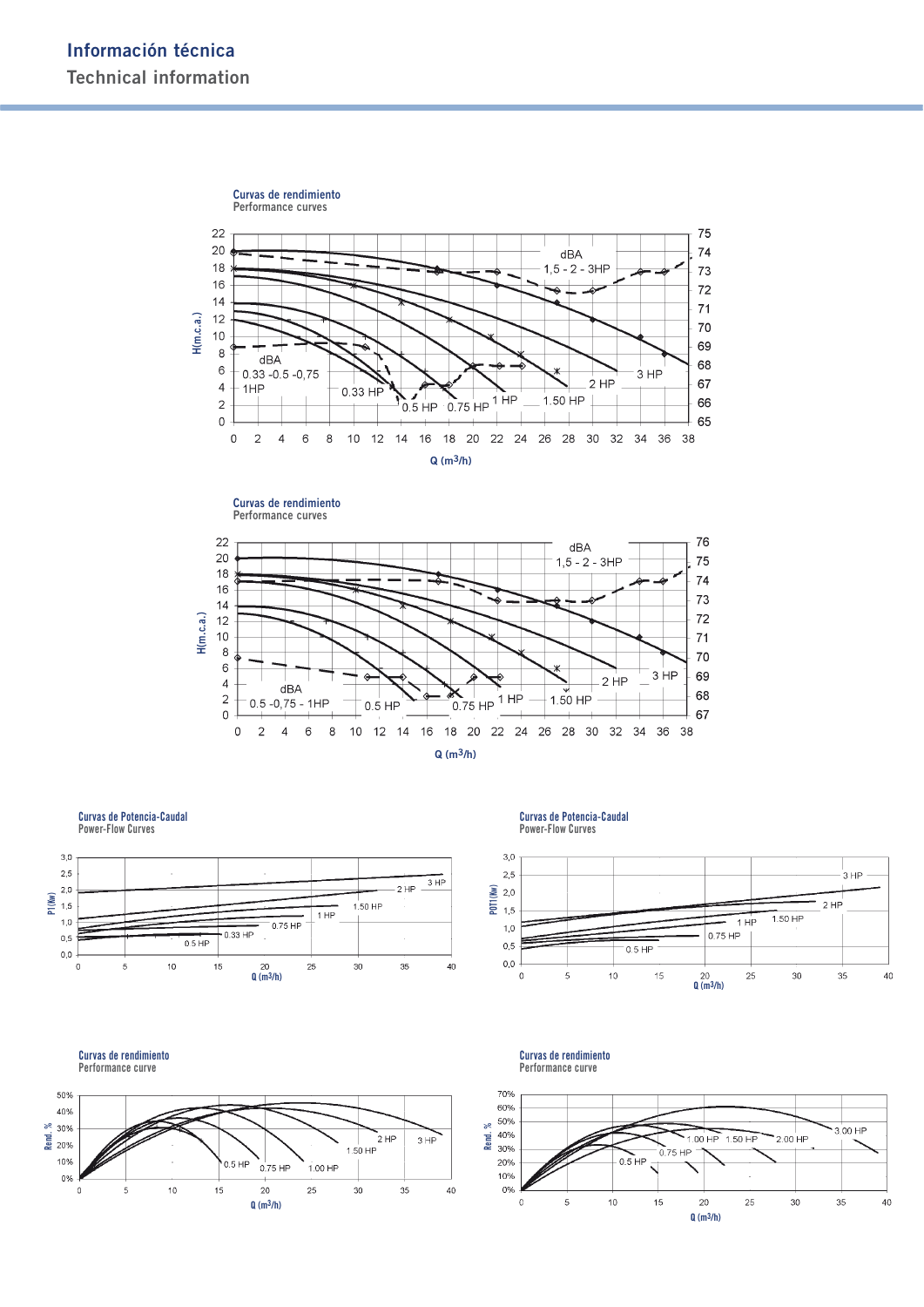# Información técnica

## Technical information

### Curvas de rendimiento
Performance curves

### Curvas de rendimiento
Performance curves

### Curvas de Potencia-Caudal
Power-Flow Curves

### Curvas de Potencia-Caudal
Power-Flow Curves

### Curvas de rendimiento
Performance curve

### Curvas de rendimiento
Performance curve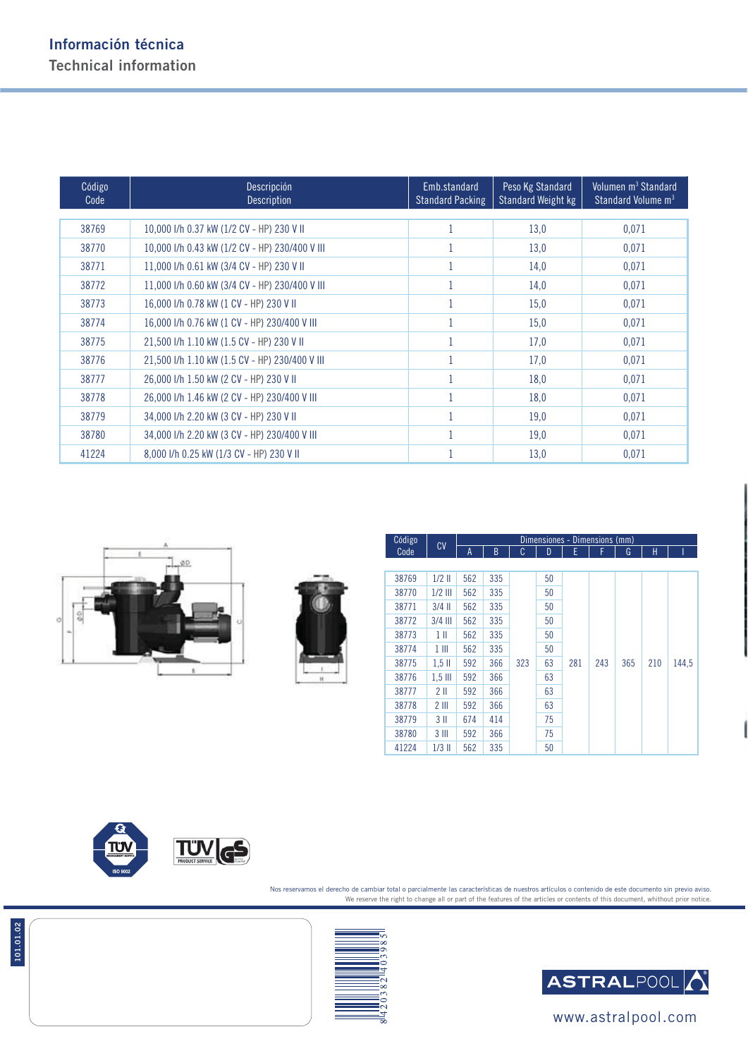## Información técnica
## Technical information

| Código<br>Code | Descripción<br>Description | Emb.standard<br>Standard Packing | Peso Kg Standard<br>Standard Weight kg | Volumen m³ Standard<br>Standard Volume m³ |
|---|---|---|---|---|
| 38769 | 10,000 l/h 0.37 kW (1/2 CV - HP) 230 V II | 1 | 13,0 | 0,071 |
| 38770 | 10,000 l/h 0.43 kW (1/2 CV - HP) 230/400 V III | 1 | 13,0 | 0,071 |
| 38771 | 11,000 l/h 0.61 kW (3/4 CV - HP) 230 V II | 1 | 14,0 | 0,071 |
| 38772 | 11,000 l/h 0.60 kW (3/4 CV - HP) 230/400 V III | 1 | 14,0 | 0,071 |
| 38773 | 16,000 l/h 0.78 kW (1 CV - HP) 230 V II | 1 | 15,0 | 0,071 |
| 38774 | 16,000 l/h 0.76 kW (1 CV - HP) 230/400 V III | 1 | 15,0 | 0,071 |
| 38775 | 21,500 l/h 1.10 kW (1.5 CV - HP) 230 V II | 1 | 17,0 | 0,071 |
| 38776 | 21,500 l/h 1.10 kW (1.5 CV - HP) 230/400 V III | 1 | 17,0 | 0,071 |
| 38777 | 26,000 l/h 1.50 kW (2 CV - HP) 230 V II | 1 | 18,0 | 0,071 |
| 38778 | 26,000 l/h 1.46 kW (2 CV - HP) 230/400 V III | 1 | 18,0 | 0,071 |
| 38779 | 34,000 l/h 2.20 kW (3 CV - HP) 230 V II | 1 | 19,0 | 0,071 |
| 38780 | 34,000 l/h 2.20 kW (3 CV - HP) 230/400 V III | 1 | 19,0 | 0,071 |
| 41224 | 8,000 l/h 0.25 kW (1/3 CV - HP) 230 V II | 1 | 13,0 | 0,071 |

| Código<br>Code | CV | Dimensiones - Dimensions (mm) | | | | | | | | |
|---|---|---|---|---|---|---|---|---|---|---|
| | | A | B | C | D | E | F | G | H | I |
| 38769 | 1/2 II | 562 | 335 | 323 | 50 | 281 | 243 | 365 | 210 | 144,5 |
| 38770 | 1/2 III | 562 | 335 | 323 | 50 | 281 | 243 | 365 | 210 | 144,5 |
| 38771 | 3/4 II | 562 | 335 | 323 | 50 | 281 | 243 | 365 | 210 | 144,5 |
| 38772 | 3/4 III | 562 | 335 | 323 | 50 | 281 | 243 | 365 | 210 | 144,5 |
| 38773 | 1 II | 562 | 335 | 323 | 50 | 281 | 243 | 365 | 210 | 144,5 |
| 38774 | 1 III | 562 | 335 | 323 | 50 | 281 | 243 | 365 | 210 | 144,5 |
| 38775 | 1,5 II | 592 | 366 | 323 | 63 | 281 | 243 | 365 | 210 | 144,5 |
| 38776 | 1,5 III | 592 | 366 | 323 | 63 | 281 | 243 | 365 | 210 | 144,5 |
| 38777 | 2 II | 592 | 366 | 323 | 63 | 281 | 243 | 365 | 210 | 144,5 |
| 38778 | 2 III | 592 | 366 | 323 | 63 | 281 | 243 | 365 | 210 | 144,5 |
| 38779 | 3 II | 674 | 414 | 323 | 75 | 281 | 243 | 365 | 210 | 144,5 |
| 38780 | 3 III | 592 | 366 | 323 | 75 | 281 | 243 | 365 | 210 | 144,5 |
| 41224 | 1/3 II | 562 | 335 | 323 | 50 | 281 | 243 | 365 | 210 | 144,5 |

Nos reservamos el derecho de cambiar total o parcialmente las características de nuestros artículos o contenido de este documento sin previo aviso.
We reserve the right to change all or part of the features of the articles or contents of this document, whithout prior notice.

101.01.02

8420382403985

ASTRALPOOL

www.astralpool.com